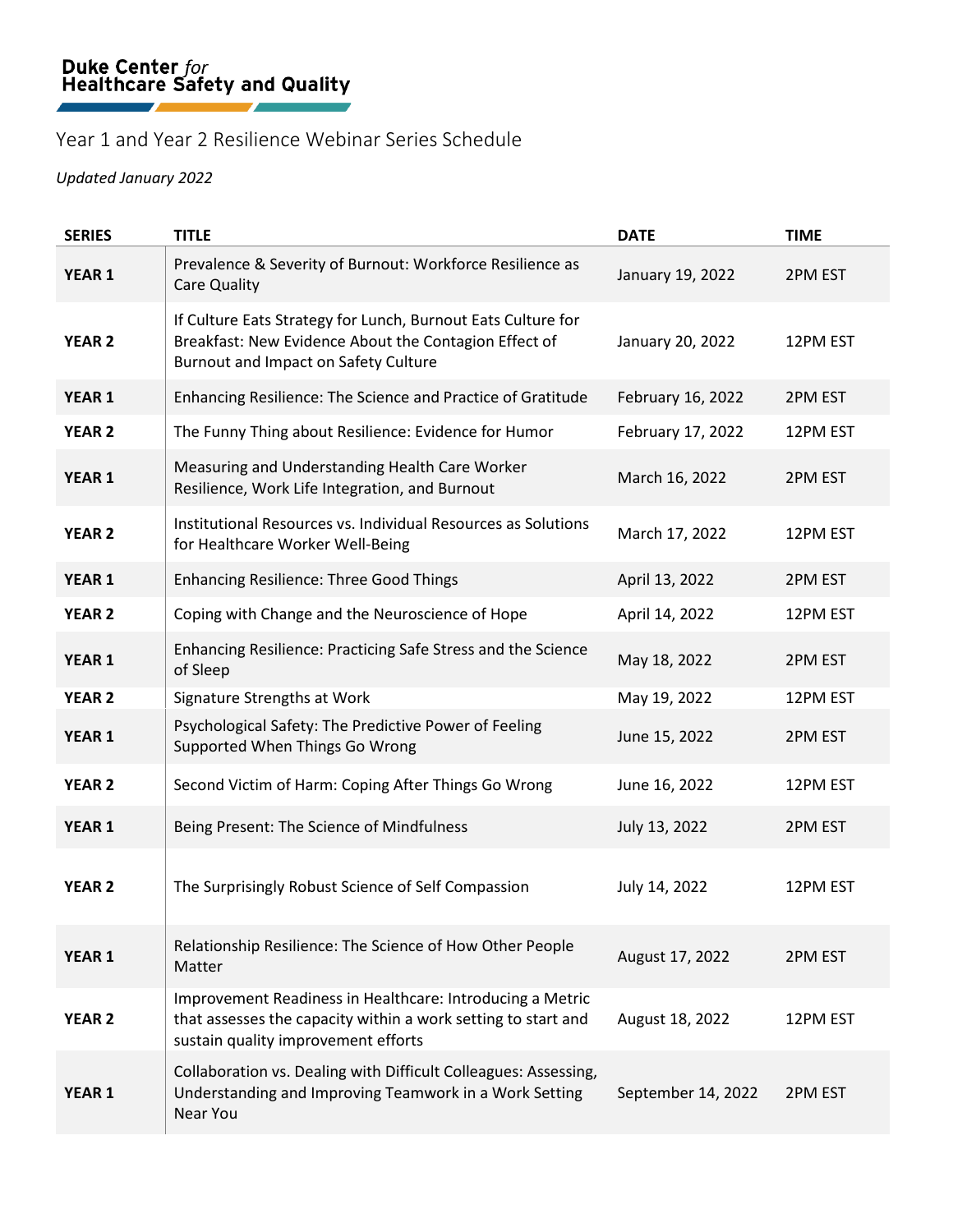**Duke Center** *for* **Healthcare Safety and Quality**

# Year 1 and Year 2 Resilience Webinar Series Schedule

*Updated January 2022*

| SERIES | TITLE | DATE | TIME |
|---|---|---|---|
| **YEAR 1** | Prevalence & Severity of Burnout: Workforce Resilience as Care Quality | January 19, 2022 | 2PM EST |
| **YEAR 2** | If Culture Eats Strategy for Lunch, Burnout Eats Culture for Breakfast: New Evidence About the Contagion Effect of Burnout and Impact on Safety Culture | January 20, 2022 | 12PM EST |
| **YEAR 1** | Enhancing Resilience: The Science and Practice of Gratitude | February 16, 2022 | 2PM EST |
| **YEAR 2** | The Funny Thing about Resilience: Evidence for Humor | February 17, 2022 | 12PM EST |
| **YEAR 1** | Measuring and Understanding Health Care Worker Resilience, Work Life Integration, and Burnout | March 16, 2022 | 2PM EST |
| **YEAR 2** | Institutional Resources vs. Individual Resources as Solutions for Healthcare Worker Well-Being | March 17, 2022 | 12PM EST |
| **YEAR 1** | Enhancing Resilience: Three Good Things | April 13, 2022 | 2PM EST |
| **YEAR 2** | Coping with Change and the Neuroscience of Hope | April 14, 2022 | 12PM EST |
| **YEAR 1** | Enhancing Resilience: Practicing Safe Stress and the Science of Sleep | May 18, 2022 | 2PM EST |
| **YEAR 2** | Signature Strengths at Work | May 19, 2022 | 12PM EST |
| **YEAR 1** | Psychological Safety: The Predictive Power of Feeling Supported When Things Go Wrong | June 15, 2022 | 2PM EST |
| **YEAR 2** | Second Victim of Harm: Coping After Things Go Wrong | June 16, 2022 | 12PM EST |
| **YEAR 1** | Being Present: The Science of Mindfulness | July 13, 2022 | 2PM EST |
| **YEAR 2** | The Surprisingly Robust Science of Self Compassion | July 14, 2022 | 12PM EST |
| **YEAR 1** | Relationship Resilience: The Science of How Other People Matter | August 17, 2022 | 2PM EST |
| **YEAR 2** | Improvement Readiness in Healthcare: Introducing a Metric that assesses the capacity within a work setting to start and sustain quality improvement efforts | August 18, 2022 | 12PM EST |
| **YEAR 1** | Collaboration vs. Dealing with Difficult Colleagues: Assessing, Understanding and Improving Teamwork in a Work Setting Near You | September 14, 2022 | 2PM EST |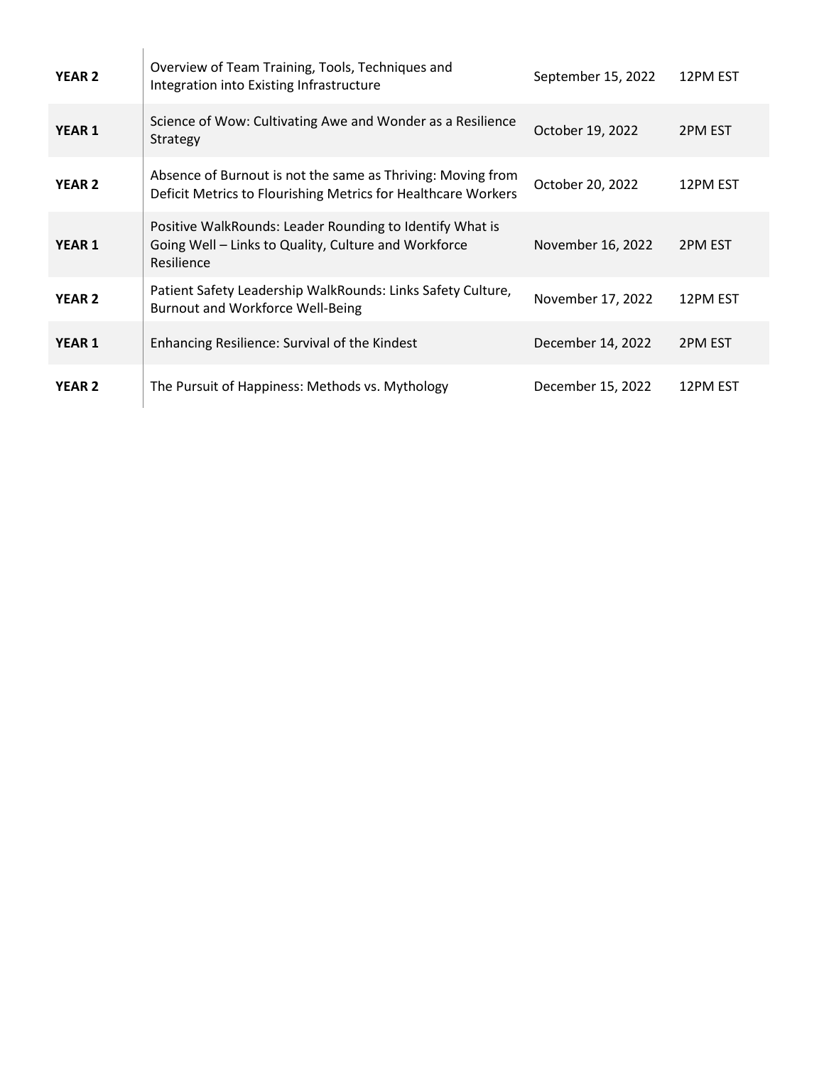| | | | |
|---|---|---|---|
| **YEAR 2** | Overview of Team Training, Tools, Techniques and Integration into Existing Infrastructure | September 15, 2022 | 12PM EST |
| **YEAR 1** | Science of Wow: Cultivating Awe and Wonder as a Resilience Strategy | October 19, 2022 | 2PM EST |
| **YEAR 2** | Absence of Burnout is not the same as Thriving: Moving from Deficit Metrics to Flourishing Metrics for Healthcare Workers | October 20, 2022 | 12PM EST |
| **YEAR 1** | Positive WalkRounds: Leader Rounding to Identify What is Going Well – Links to Quality, Culture and Workforce Resilience | November 16, 2022 | 2PM EST |
| **YEAR 2** | Patient Safety Leadership WalkRounds: Links Safety Culture, Burnout and Workforce Well-Being | November 17, 2022 | 12PM EST |
| **YEAR 1** | Enhancing Resilience: Survival of the Kindest | December 14, 2022 | 2PM EST |
| **YEAR 2** | The Pursuit of Happiness: Methods vs. Mythology | December 15, 2022 | 12PM EST |